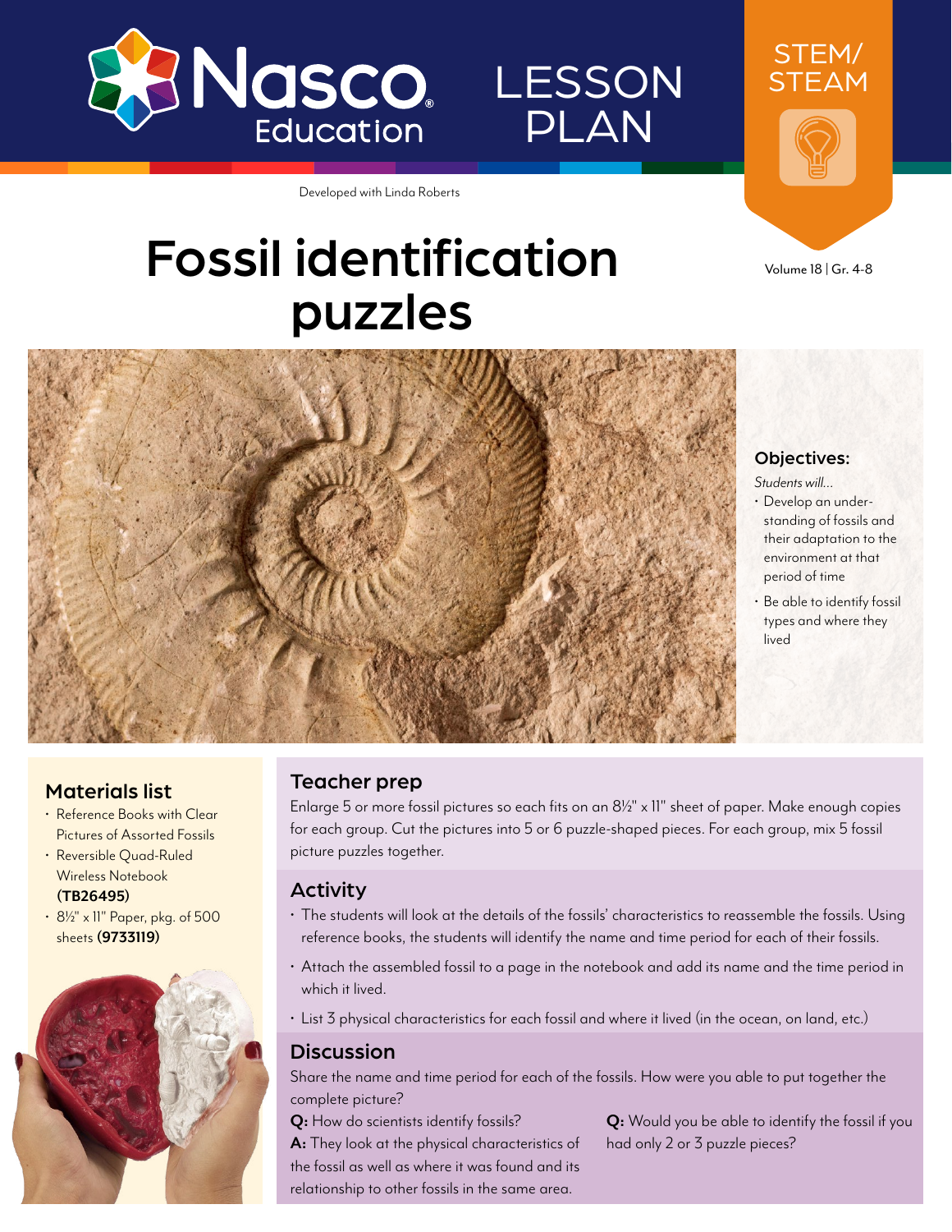Nasco Education

LESSON PLAN

STEM/STEAM

Developed with Linda Roberts

Volume 18 | Gr. 4-8

# Fossil identification puzzles

## Objectives:

*Students will...*

- Develop an understanding of fossils and their adaptation to the environment at that period of time
- Be able to identify fossil types and where they lived

## Materials list

- Reference Books with Clear Pictures of Assorted Fossils
- Reversible Quad-Ruled Wireless Notebook **(TB26495)**
- 8½" x 11" Paper, pkg. of 500 sheets **(9733119)**

## Teacher prep

Enlarge 5 or more fossil pictures so each fits on an 8½" x 11" sheet of paper. Make enough copies for each group. Cut the pictures into 5 or 6 puzzle-shaped pieces. For each group, mix 5 fossil picture puzzles together.

## Activity

- The students will look at the details of the fossils' characteristics to reassemble the fossils. Using reference books, the students will identify the name and time period for each of their fossils.
- Attach the assembled fossil to a page in the notebook and add its name and the time period in which it lived.
- List 3 physical characteristics for each fossil and where it lived (in the ocean, on land, etc.)

## Discussion

Share the name and time period for each of the fossils. How were you able to put together the complete picture?

**Q:** How do scientists identify fossils?

**A:** They look at the physical characteristics of the fossil as well as where it was found and its relationship to other fossils in the same area.

**Q:** Would you be able to identify the fossil if you had only 2 or 3 puzzle pieces?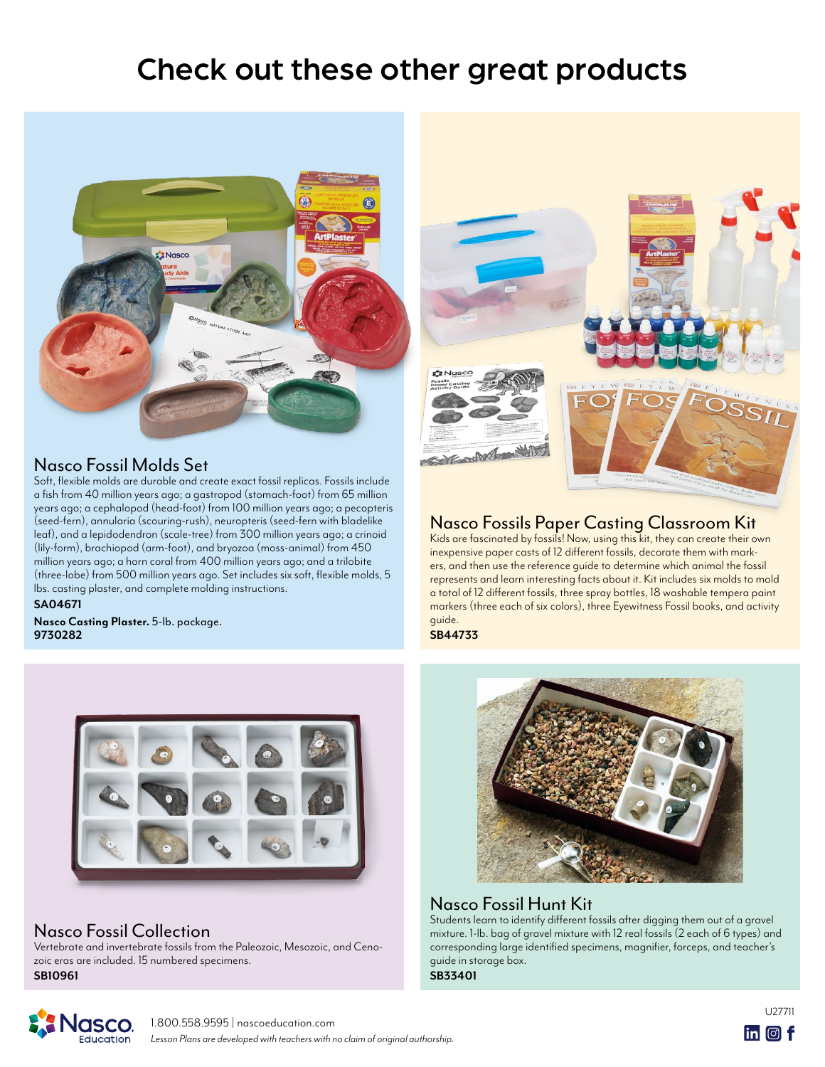# Check out these other great products

## Nasco Fossil Molds Set

Soft, flexible molds are durable and create exact fossil replicas. Fossils include a fish from 40 million years ago; a gastropod (stomach-foot) from 65 million years ago; a cephalopod (head-foot) from 100 million years ago; a pecopteris (seed-fern), annularia (scouring-rush), neuropteris (seed-fern with bladelike leaf), and a lepidodendron (scale-tree) from 300 million years ago; a crinoid (lily-form), brachiopod (arm-foot), and bryozoa (moss-animal) from 450 million years ago; a horn coral from 400 million years ago; and a trilobite (three-lobe) from 500 million years ago. Set includes six soft, flexible molds, 5 lbs. casting plaster, and complete molding instructions.

**SA04671**

**Nasco Casting Plaster.** 5-lb. package.
**9730282**

## Nasco Fossils Paper Casting Classroom Kit

Kids are fascinated by fossils! Now, using this kit, they can create their own inexpensive paper casts of 12 different fossils, decorate them with markers, and then use the reference guide to determine which animal the fossil represents and learn interesting facts about it. Kit includes six molds to mold a total of 12 different fossils, three spray bottles, 18 washable tempera paint markers (three each of six colors), three Eyewitness Fossil books, and activity guide.

**SB44733**

## Nasco Fossil Collection

Vertebrate and invertebrate fossils from the Paleozoic, Mesozoic, and Cenozoic eras are included. 15 numbered specimens.

**SB10961**

## Nasco Fossil Hunt Kit

Students learn to identify different fossils after digging them out of a gravel mixture. 1-lb. bag of gravel mixture with 12 real fossils (2 each of 6 types) and corresponding large identified specimens, magnifier, forceps, and teacher's guide in storage box.

**SB33401**

1.800.558.9595 | nascoeducation.com

*Lesson Plans are developed with teachers with no claim of original authorship.*

U27711